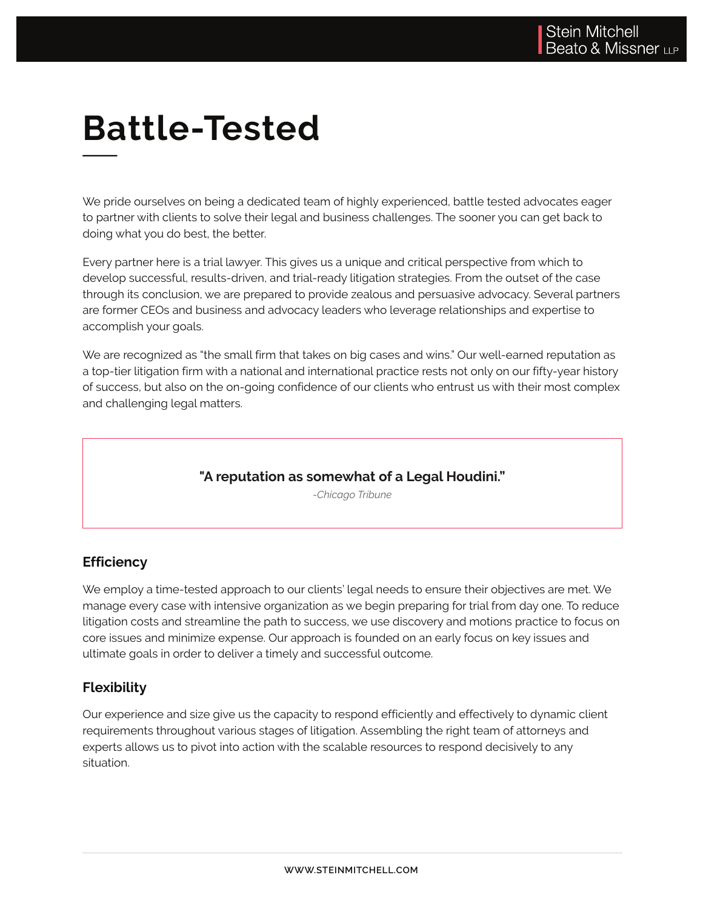# Battle-Tested

We pride ourselves on being a dedicated team of highly experienced, battle tested advocates eager to partner with clients to solve their legal and business challenges. The sooner you can get back to doing what you do best, the better.

Every partner here is a trial lawyer. This gives us a unique and critical perspective from which to develop successful, results-driven, and trial-ready litigation strategies. From the outset of the case through its conclusion, we are prepared to provide zealous and persuasive advocacy. Several partners are former CEOs and business and advocacy leaders who leverage relationships and expertise to accomplish your goals.

We are recognized as "the small firm that takes on big cases and wins." Our well-earned reputation as a top-tier litigation firm with a national and international practice rests not only on our fifty-year history of success, but also on the on-going confidence of our clients who entrust us with their most complex and challenging legal matters.

> **"A reputation as somewhat of a Legal Houdini."**
>
> *-Chicago Tribune*

### Efficiency

We employ a time-tested approach to our clients' legal needs to ensure their objectives are met. We manage every case with intensive organization as we begin preparing for trial from day one. To reduce litigation costs and streamline the path to success, we use discovery and motions practice to focus on core issues and minimize expense. Our approach is founded on an early focus on key issues and ultimate goals in order to deliver a timely and successful outcome.

### Flexibility

Our experience and size give us the capacity to respond efficiently and effectively to dynamic client requirements throughout various stages of litigation. Assembling the right team of attorneys and experts allows us to pivot into action with the scalable resources to respond decisively to any situation.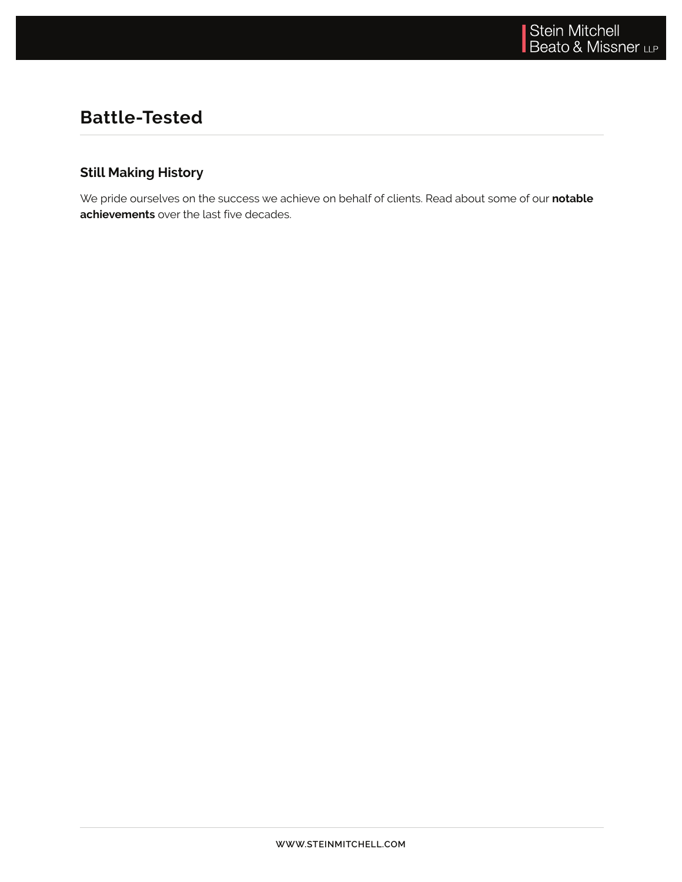## Battle-Tested

### Still Making History

We pride ourselves on the success we achieve on behalf of clients. Read about some of our **notable achievements** over the last five decades.